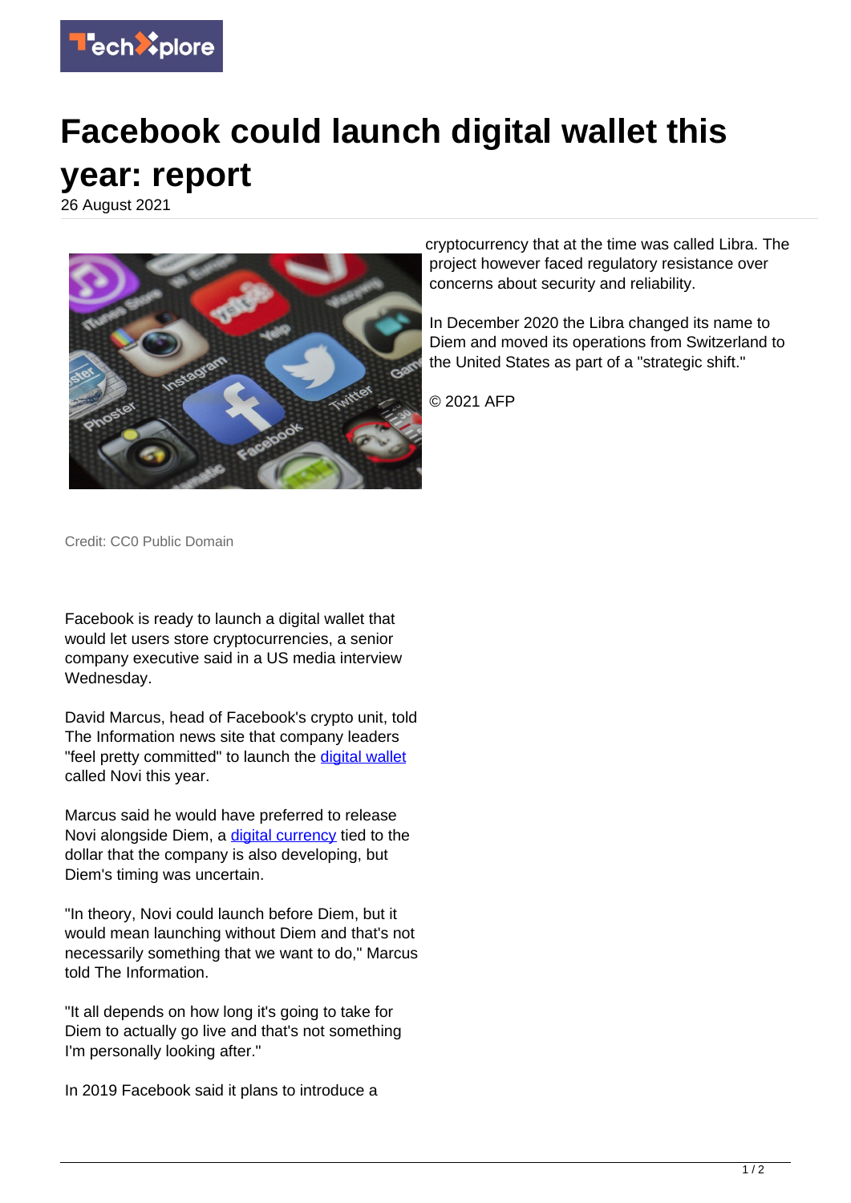# Facebook could launch digital wallet this year: report

26 August 2021

Credit: CC0 Public Domain

Facebook is ready to launch a digital wallet that would let users store cryptocurrencies, a senior company executive said in a US media interview Wednesday.

David Marcus, head of Facebook's crypto unit, told The Information news site that company leaders "feel pretty committed" to launch the digital wallet called Novi this year.

Marcus said he would have preferred to release Novi alongside Diem, a digital currency tied to the dollar that the company is also developing, but Diem's timing was uncertain.

"In theory, Novi could launch before Diem, but it would mean launching without Diem and that's not necessarily something that we want to do," Marcus told The Information.

"It all depends on how long it's going to take for Diem to actually go live and that's not something I'm personally looking after."

In 2019 Facebook said it plans to introduce a cryptocurrency that at the time was called Libra. The project however faced regulatory resistance over concerns about security and reliability.

In December 2020 the Libra changed its name to Diem and moved its operations from Switzerland to the United States as part of a "strategic shift."

© 2021 AFP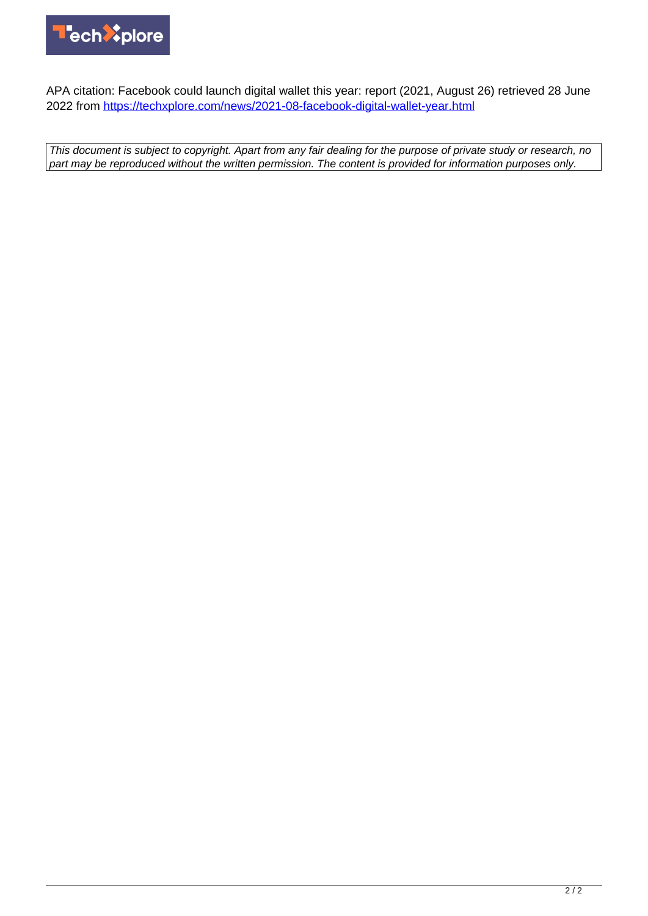APA citation: Facebook could launch digital wallet this year: report (2021, August 26) retrieved 28 June 2022 from https://techxplore.com/news/2021-08-facebook-digital-wallet-year.html

*This document is subject to copyright. Apart from any fair dealing for the purpose of private study or research, no part may be reproduced without the written permission. The content is provided for information purposes only.*